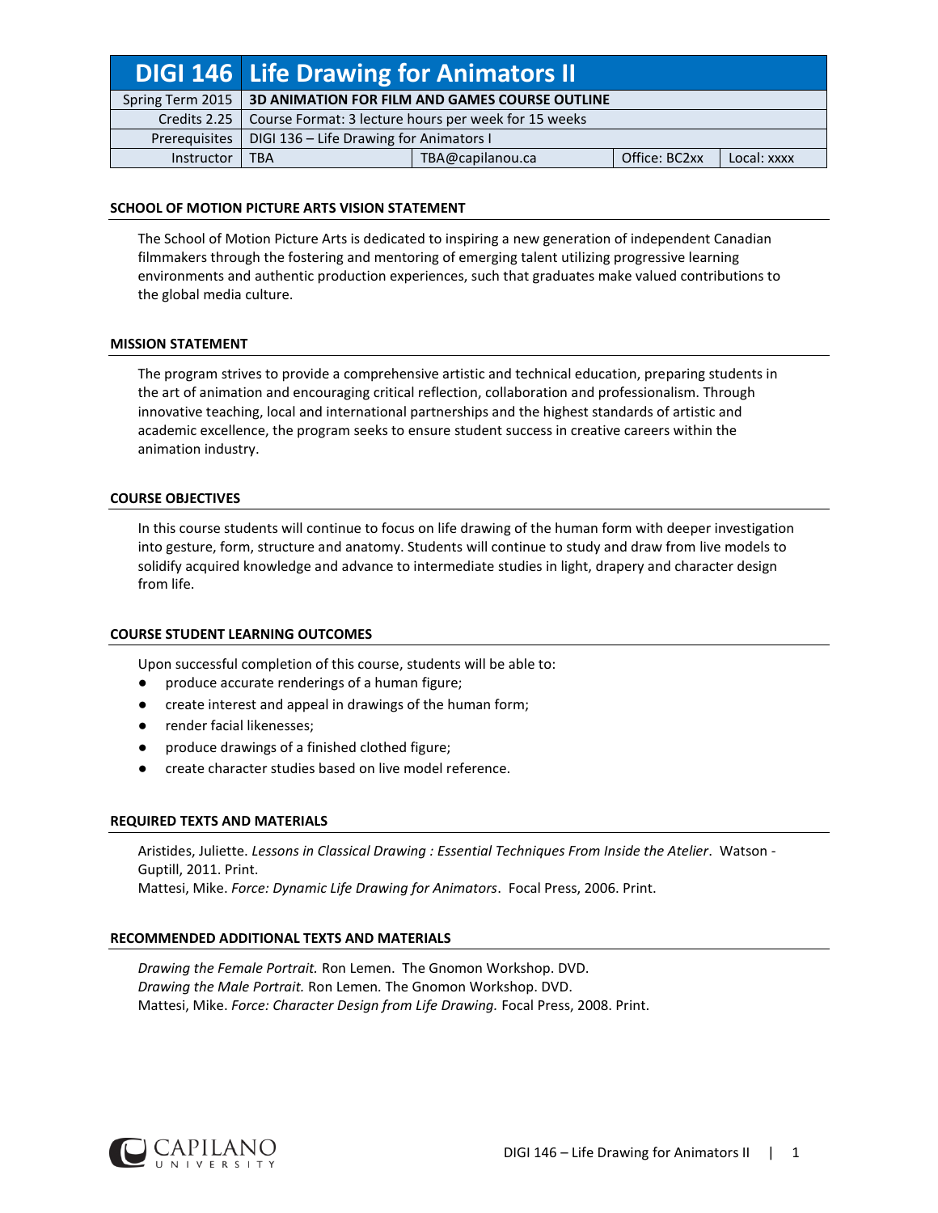| DIGI 146 | Life Drawing for Animators II | | | |
|---|---|---|---|---|
| Spring Term 2015 | **3D ANIMATION FOR FILM AND GAMES COURSE OUTLINE** | | | |
| Credits 2.25 | Course Format: 3 lecture hours per week for 15 weeks | | | |
| Prerequisites | DIGI 136 – Life Drawing for Animators I | | | |
| Instructor | TBA | TBA@capilanou.ca | Office: BC2xx | Local: xxxx |

## SCHOOL OF MOTION PICTURE ARTS VISION STATEMENT

The School of Motion Picture Arts is dedicated to inspiring a new generation of independent Canadian filmmakers through the fostering and mentoring of emerging talent utilizing progressive learning environments and authentic production experiences, such that graduates make valued contributions to the global media culture.

## MISSION STATEMENT

The program strives to provide a comprehensive artistic and technical education, preparing students in the art of animation and encouraging critical reflection, collaboration and professionalism. Through innovative teaching, local and international partnerships and the highest standards of artistic and academic excellence, the program seeks to ensure student success in creative careers within the animation industry.

## COURSE OBJECTIVES

In this course students will continue to focus on life drawing of the human form with deeper investigation into gesture, form, structure and anatomy. Students will continue to study and draw from live models to solidify acquired knowledge and advance to intermediate studies in light, drapery and character design from life.

## COURSE STUDENT LEARNING OUTCOMES

Upon successful completion of this course, students will be able to:

- produce accurate renderings of a human figure;
- create interest and appeal in drawings of the human form;
- render facial likenesses;
- produce drawings of a finished clothed figure;
- create character studies based on live model reference.

## REQUIRED TEXTS AND MATERIALS

Aristides, Juliette. *Lessons in Classical Drawing : Essential Techniques From Inside the Atelier*. Watson - Guptill, 2011. Print.
Mattesi, Mike. *Force: Dynamic Life Drawing for Animators*. Focal Press, 2006. Print.

## RECOMMENDED ADDITIONAL TEXTS AND MATERIALS

*Drawing the Female Portrait.* Ron Lemen. The Gnomon Workshop. DVD.
*Drawing the Male Portrait.* Ron Lemen. The Gnomon Workshop. DVD.
Mattesi, Mike. *Force: Character Design from Life Drawing.* Focal Press, 2008. Print.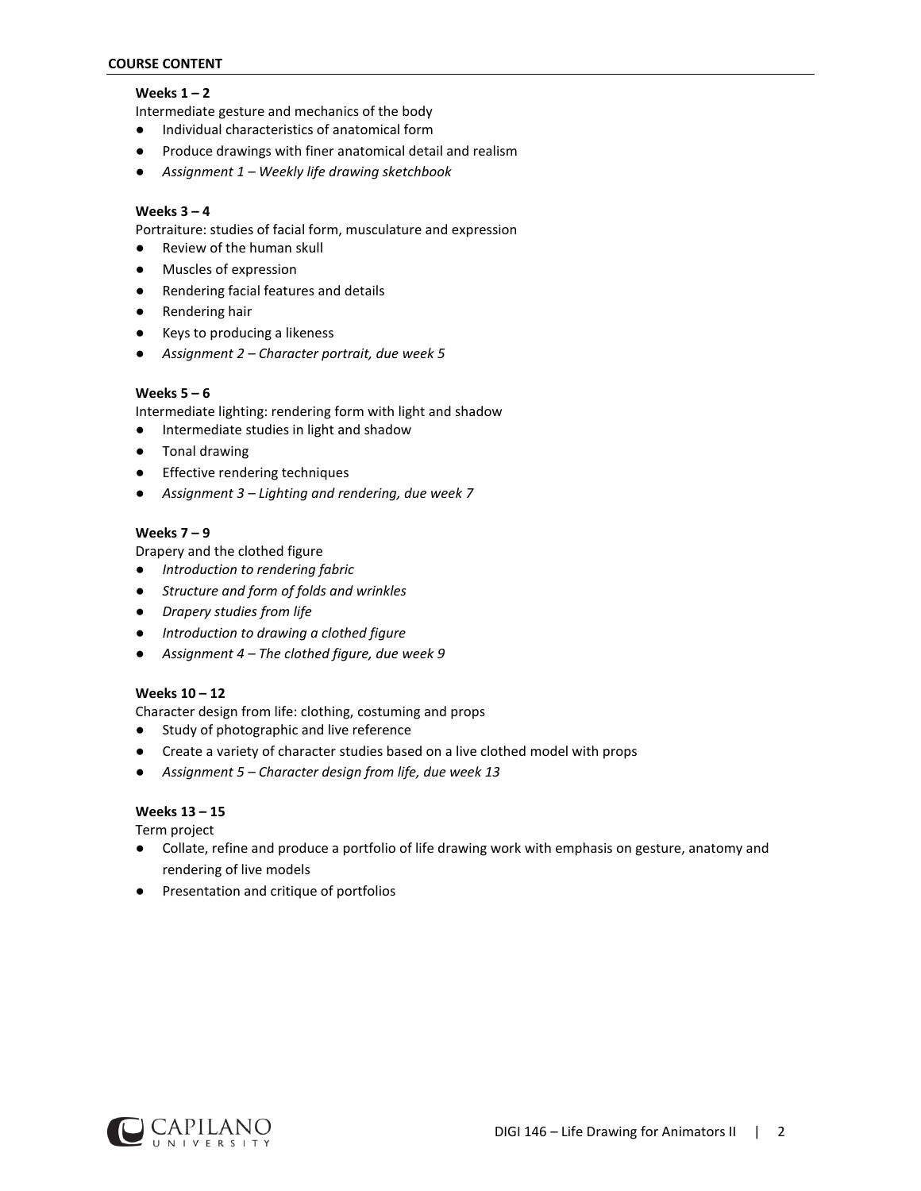## COURSE CONTENT

**Weeks 1 – 2**

Intermediate gesture and mechanics of the body

- Individual characteristics of anatomical form
- Produce drawings with finer anatomical detail and realism
- *Assignment 1 – Weekly life drawing sketchbook*

**Weeks 3 – 4**

Portraiture: studies of facial form, musculature and expression

- Review of the human skull
- Muscles of expression
- Rendering facial features and details
- Rendering hair
- Keys to producing a likeness
- *Assignment 2 – Character portrait, due week 5*

**Weeks 5 – 6**

Intermediate lighting: rendering form with light and shadow

- Intermediate studies in light and shadow
- Tonal drawing
- Effective rendering techniques
- *Assignment 3 – Lighting and rendering, due week 7*

**Weeks 7 – 9**

Drapery and the clothed figure

- *Introduction to rendering fabric*
- *Structure and form of folds and wrinkles*
- *Drapery studies from life*
- *Introduction to drawing a clothed figure*
- *Assignment 4 – The clothed figure, due week 9*

**Weeks 10 – 12**

Character design from life: clothing, costuming and props

- Study of photographic and live reference
- Create a variety of character studies based on a live clothed model with props
- *Assignment 5 – Character design from life, due week 13*

**Weeks 13 – 15**

Term project

- Collate, refine and produce a portfolio of life drawing work with emphasis on gesture, anatomy and rendering of live models
- Presentation and critique of portfolios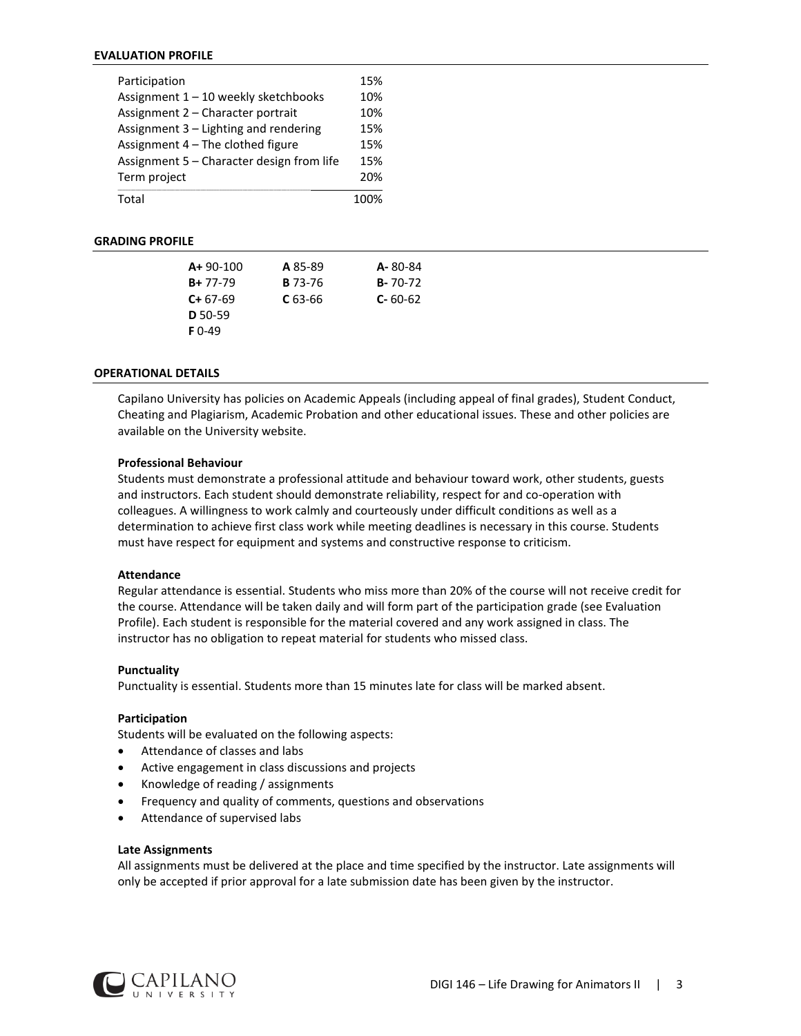## EVALUATION PROFILE

| | |
|---|---|
| Participation | 15% |
| Assignment 1 – 10 weekly sketchbooks | 10% |
| Assignment 2 – Character portrait | 10% |
| Assignment 3 – Lighting and rendering | 15% |
| Assignment 4 – The clothed figure | 15% |
| Assignment 5 – Character design from life | 15% |
| Term project | 20% |
| Total | 100% |

## GRADING PROFILE

| | | |
|---|---|---|
| **A+** 90-100 | **A** 85-89 | **A-** 80-84 |
| **B+** 77-79 | **B** 73-76 | **B-** 70-72 |
| **C+** 67-69 | **C** 63-66 | **C-** 60-62 |
| **D** 50-59 | | |
| **F** 0-49 | | |

## OPERATIONAL DETAILS

Capilano University has policies on Academic Appeals (including appeal of final grades), Student Conduct, Cheating and Plagiarism, Academic Probation and other educational issues. These and other policies are available on the University website.

**Professional Behaviour**

Students must demonstrate a professional attitude and behaviour toward work, other students, guests and instructors. Each student should demonstrate reliability, respect for and co-operation with colleagues. A willingness to work calmly and courteously under difficult conditions as well as a determination to achieve first class work while meeting deadlines is necessary in this course. Students must have respect for equipment and systems and constructive response to criticism.

**Attendance**

Regular attendance is essential. Students who miss more than 20% of the course will not receive credit for the course. Attendance will be taken daily and will form part of the participation grade (see Evaluation Profile). Each student is responsible for the material covered and any work assigned in class. The instructor has no obligation to repeat material for students who missed class.

**Punctuality**

Punctuality is essential. Students more than 15 minutes late for class will be marked absent.

**Participation**

Students will be evaluated on the following aspects:

- Attendance of classes and labs
- Active engagement in class discussions and projects
- Knowledge of reading / assignments
- Frequency and quality of comments, questions and observations
- Attendance of supervised labs

**Late Assignments**

All assignments must be delivered at the place and time specified by the instructor. Late assignments will only be accepted if prior approval for a late submission date has been given by the instructor.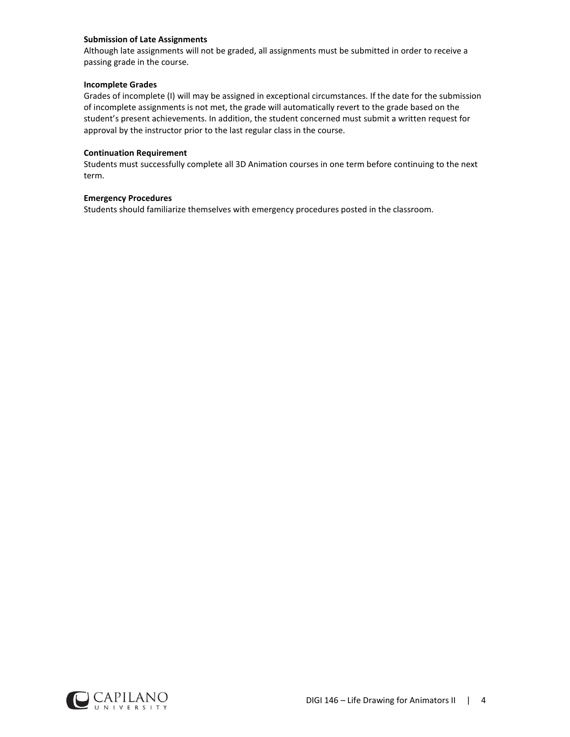**Submission of Late Assignments**

Although late assignments will not be graded, all assignments must be submitted in order to receive a passing grade in the course.

**Incomplete Grades**

Grades of incomplete (I) will may be assigned in exceptional circumstances. If the date for the submission of incomplete assignments is not met, the grade will automatically revert to the grade based on the student's present achievements. In addition, the student concerned must submit a written request for approval by the instructor prior to the last regular class in the course.

**Continuation Requirement**

Students must successfully complete all 3D Animation courses in one term before continuing to the next term.

**Emergency Procedures**

Students should familiarize themselves with emergency procedures posted in the classroom.